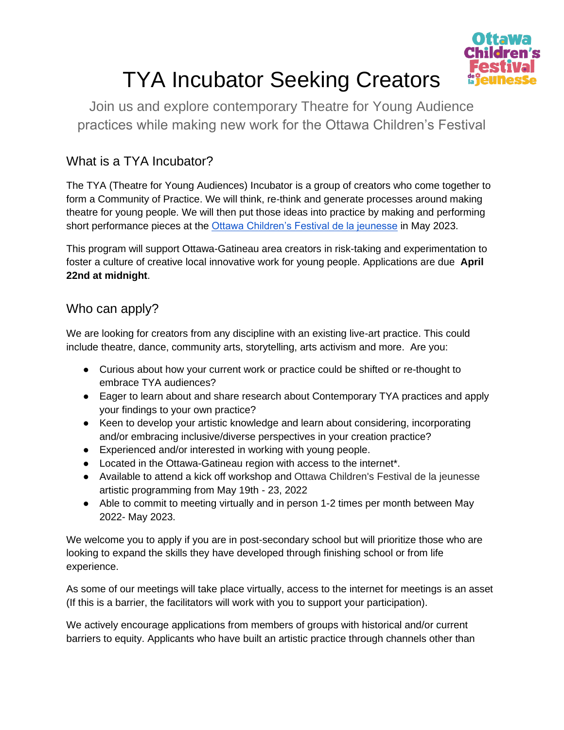# TYA Incubator Seeking Creators

Join us and explore contemporary Theatre for Young Audience practices while making new work for the Ottawa Children's Festival

## What is a TYA Incubator?

The TYA (Theatre for Young Audiences) Incubator is a group of creators who come together to form a Community of Practice. We will think, re-think and generate processes around making theatre for young people. We will then put those ideas into practice by making and performing short performance pieces at the Ottawa Children's Festival de la jeunesse in May 2023.

This program will support Ottawa-Gatineau area creators in risk-taking and experimentation to foster a culture of creative local innovative work for young people. Applications are due **April 22nd at midnight**.

## Who can apply?

We are looking for creators from any discipline with an existing live-art practice. This could include theatre, dance, community arts, storytelling, arts activism and more. Are you:

- Curious about how your current work or practice could be shifted or re-thought to embrace TYA audiences?
- Eager to learn about and share research about Contemporary TYA practices and apply your findings to your own practice?
- Keen to develop your artistic knowledge and learn about considering, incorporating and/or embracing inclusive/diverse perspectives in your creation practice?
- Experienced and/or interested in working with young people.
- Located in the Ottawa-Gatineau region with access to the internet*.
- Available to attend a kick off workshop and Ottawa Children's Festival de la jeunesse artistic programming from May 19th - 23, 2022
- Able to commit to meeting virtually and in person 1-2 times per month between May 2022- May 2023.

We welcome you to apply if you are in post-secondary school but will prioritize those who are looking to expand the skills they have developed through finishing school or from life experience.

As some of our meetings will take place virtually, access to the internet for meetings is an asset (If this is a barrier, the facilitators will work with you to support your participation).

We actively encourage applications from members of groups with historical and/or current barriers to equity. Applicants who have built an artistic practice through channels other than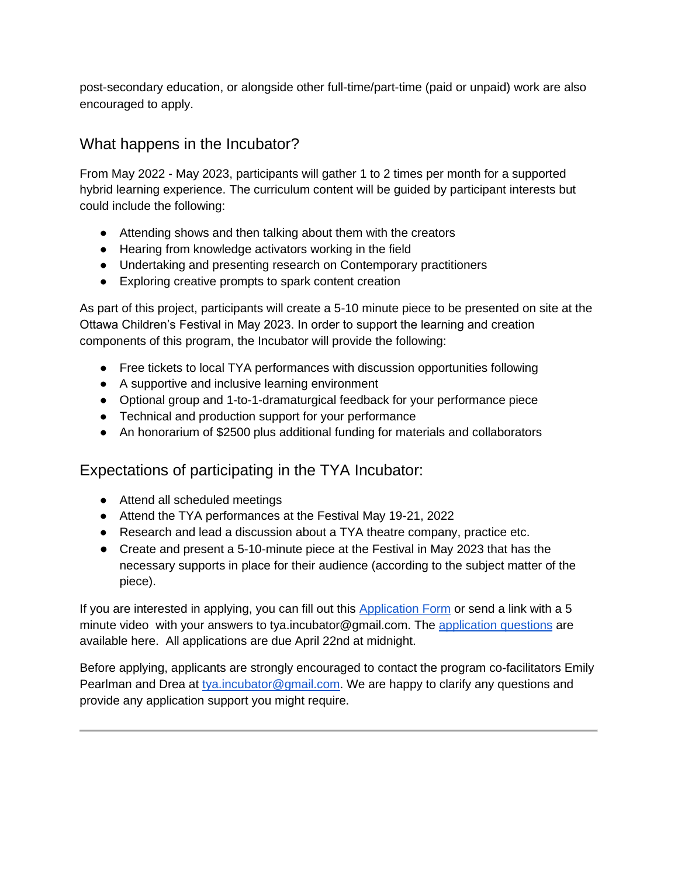post-secondary education, or alongside other full-time/part-time (paid or unpaid) work are also encouraged to apply.

## What happens in the Incubator?

From May 2022 - May 2023, participants will gather 1 to 2 times per month for a supported hybrid learning experience. The curriculum content will be guided by participant interests but could include the following:

- Attending shows and then talking about them with the creators
- Hearing from knowledge activators working in the field
- Undertaking and presenting research on Contemporary practitioners
- Exploring creative prompts to spark content creation

As part of this project, participants will create a 5-10 minute piece to be presented on site at the Ottawa Children's Festival in May 2023. In order to support the learning and creation components of this program, the Incubator will provide the following:

- Free tickets to local TYA performances with discussion opportunities following
- A supportive and inclusive learning environment
- Optional group and 1-to-1-dramaturgical feedback for your performance piece
- Technical and production support for your performance
- An honorarium of $2500 plus additional funding for materials and collaborators

## Expectations of participating in the TYA Incubator:

- Attend all scheduled meetings
- Attend the TYA performances at the Festival May 19-21, 2022
- Research and lead a discussion about a TYA theatre company, practice etc.
- Create and present a 5-10-minute piece at the Festival in May 2023 that has the necessary supports in place for their audience (according to the subject matter of the piece).

If you are interested in applying, you can fill out this [Application Form] or send a link with a 5 minute video with your answers to tya.incubator@gmail.com. The [application questions] are available here. All applications are due April 22nd at midnight.

Before applying, applicants are strongly encouraged to contact the program co-facilitators Emily Pearlman and Drea at tya.incubator@gmail.com. We are happy to clarify any questions and provide any application support you might require.

---